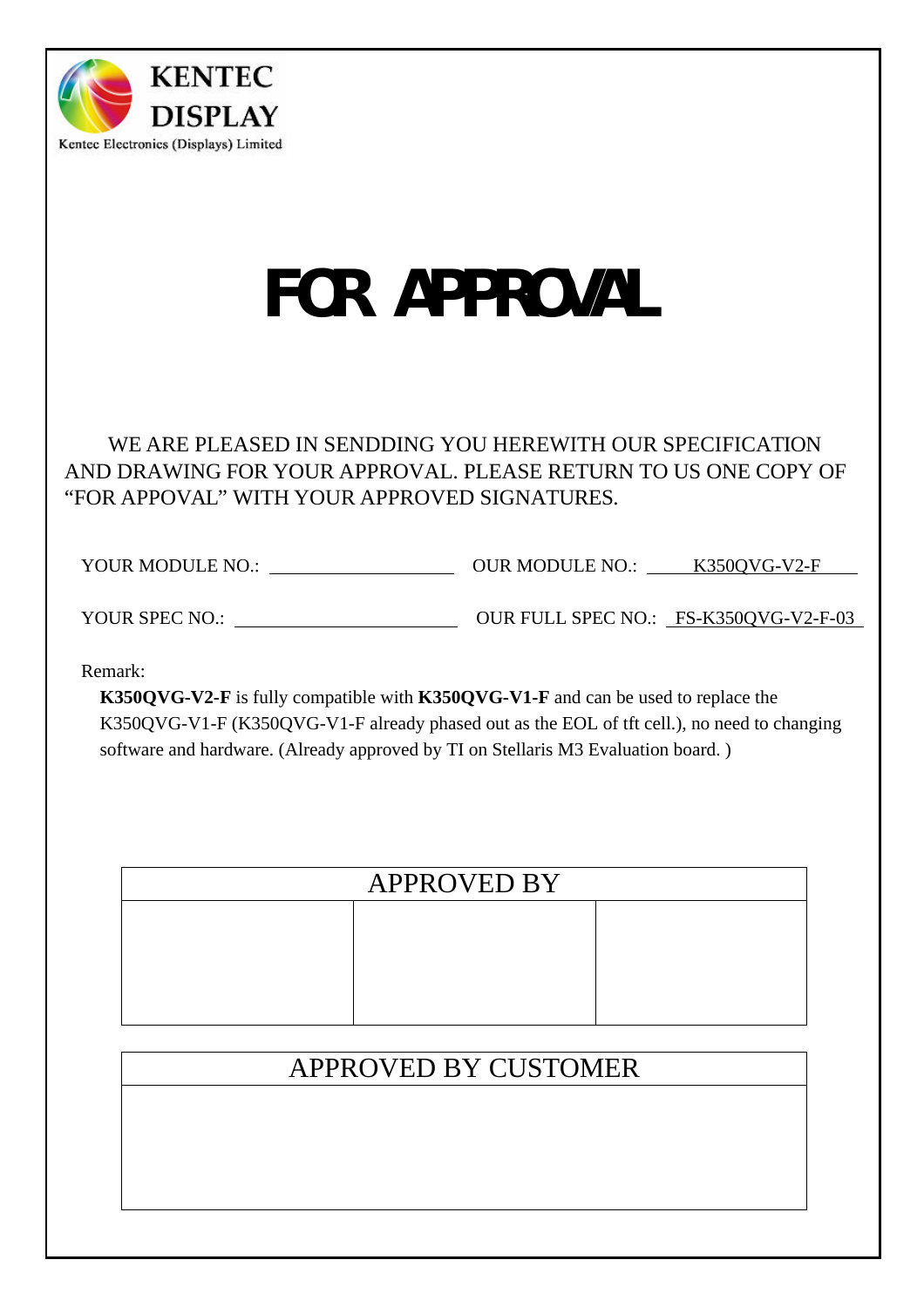**KENTEC DISPLAY**

Kentec Electronics (Displays) Limited

# FOR APPROVAL

WE ARE PLEASED IN SENDDING YOU HEREWITH OUR SPECIFICATION AND DRAWING FOR YOUR APPROVAL. PLEASE RETURN TO US ONE COPY OF "FOR APPOVAL" WITH YOUR APPROVED SIGNATURES.

YOUR MODULE NO.: ____________________ OUR MODULE NO.: K350QVG-V2-F

YOUR SPEC NO.: ____________________ OUR FULL SPEC NO.: FS-K350QVG-V2-F-03

Remark:

**K350QVG-V2-F** is fully compatible with **K350QVG-V1-F** and can be used to replace the K350QVG-V1-F (K350QVG-V1-F already phased out as the EOL of tft cell.), no need to changing software and hardware. (Already approved by TI on Stellaris M3 Evaluation board. )

| APPROVED BY | | |
|---|---|---|
| | | |

| APPROVED BY CUSTOMER |
|---|
| |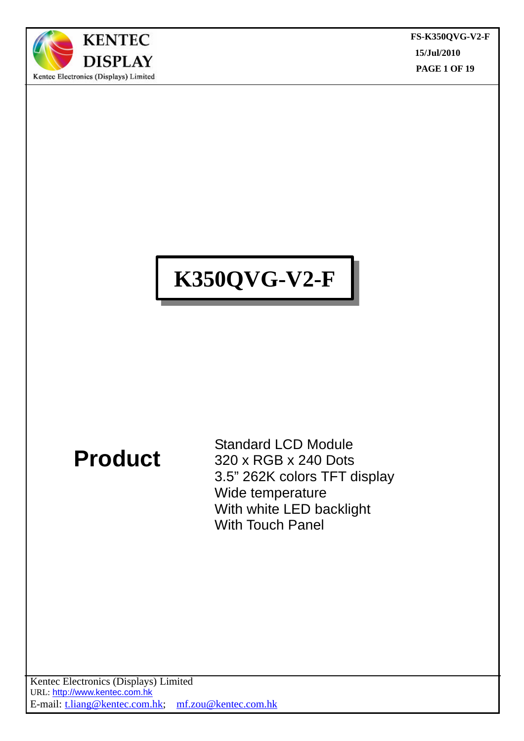# K350QVG-V2-F

**Product**

Standard LCD Module
320 x RGB x 240 Dots
3.5” 262K colors TFT display
Wide temperature
With white LED backlight
With Touch Panel

Kentec Electronics (Displays) Limited
URL: http://www.kentec.com.hk
E-mail: t.liang@kentec.com.hk; mf.zou@kentec.com.hk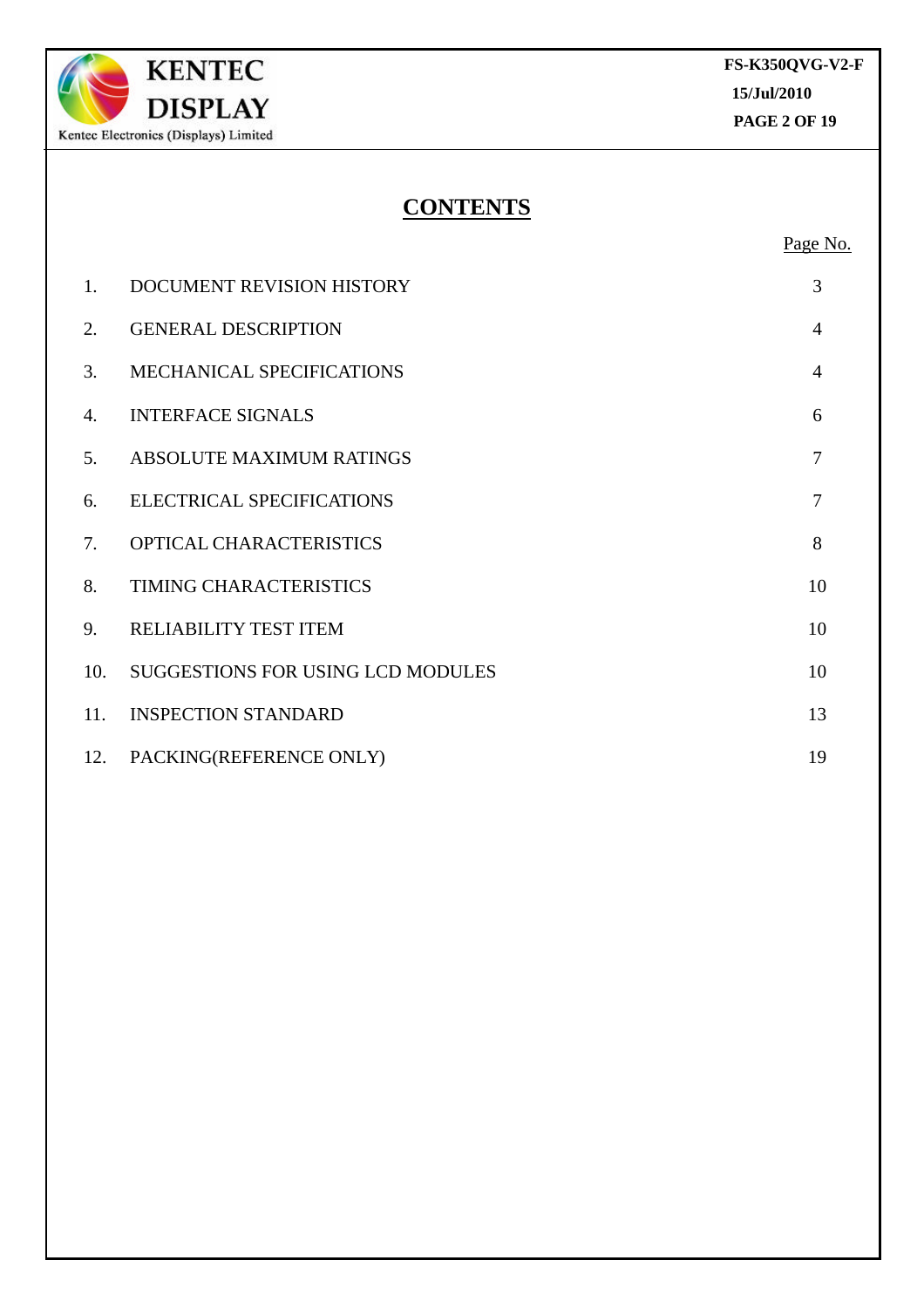# CONTENTS

| | | Page No. |
|---|---|---|
| 1. | DOCUMENT REVISION HISTORY | 3 |
| 2. | GENERAL DESCRIPTION | 4 |
| 3. | MECHANICAL SPECIFICATIONS | 4 |
| 4. | INTERFACE SIGNALS | 6 |
| 5. | ABSOLUTE MAXIMUM RATINGS | 7 |
| 6. | ELECTRICAL SPECIFICATIONS | 7 |
| 7. | OPTICAL CHARACTERISTICS | 8 |
| 8. | TIMING CHARACTERISTICS | 10 |
| 9. | RELIABILITY TEST ITEM | 10 |
| 10. | SUGGESTIONS FOR USING LCD MODULES | 10 |
| 11. | INSPECTION STANDARD | 13 |
| 12. | PACKING(REFERENCE ONLY) | 19 |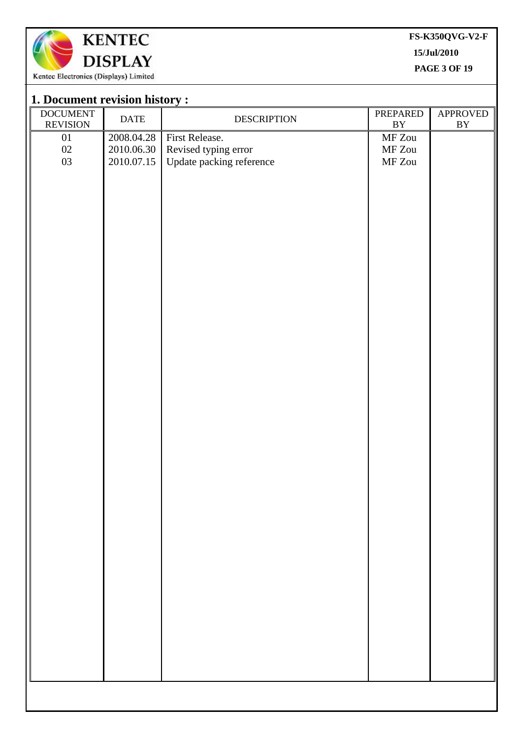## 1. Document revision history :

| DOCUMENT REVISION | DATE | DESCRIPTION | PREPARED BY | APPROVED BY |
|---|---|---|---|---|
| 01 | 2008.04.28 | First Release. | MF Zou | |
| 02 | 2010.06.30 | Revised typing error | MF Zou | |
| 03 | 2010.07.15 | Update packing reference | MF Zou | |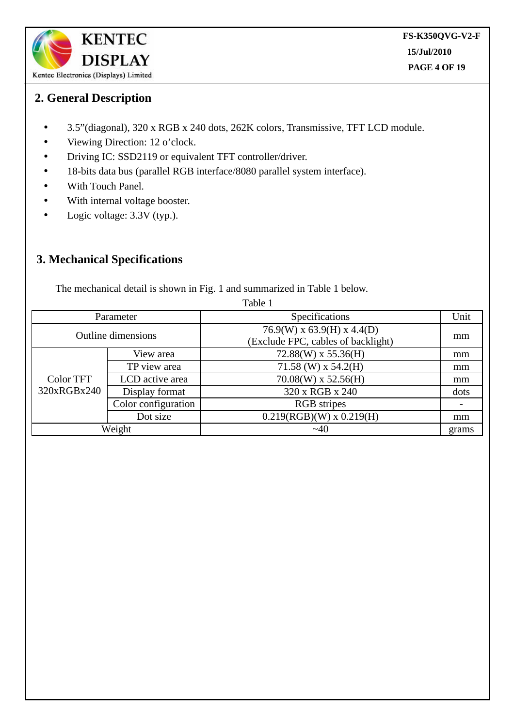## 2. General Description

- 3.5”(diagonal), 320 x RGB x 240 dots, 262K colors, Transmissive, TFT LCD module.
- Viewing Direction: 12 o’clock.
- Driving IC: SSD2119 or equivalent TFT controller/driver.
- 18-bits data bus (parallel RGB interface/8080 parallel system interface).
- With Touch Panel.
- With internal voltage booster.
- Logic voltage: 3.3V (typ.).

## 3. Mechanical Specifications

The mechanical detail is shown in Fig. 1 and summarized in Table 1 below.

Table 1

| Parameter | | Specifications | Unit |
|---|---|---|---|
| Outline dimensions | | 76.9(W) x 63.9(H) x 4.4(D) (Exclude FPC, cables of backlight) | mm |
| Color TFT 320xRGBx240 | View area | 72.88(W) x 55.36(H) | mm |
| | TP view area | 71.58 (W) x 54.2(H) | mm |
| | LCD active area | 70.08(W) x 52.56(H) | mm |
| | Display format | 320 x RGB x 240 | dots |
| | Color configuration | RGB stripes | - |
| | Dot size | 0.219(RGB)(W) x 0.219(H) | mm |
| Weight | | ~40 | grams |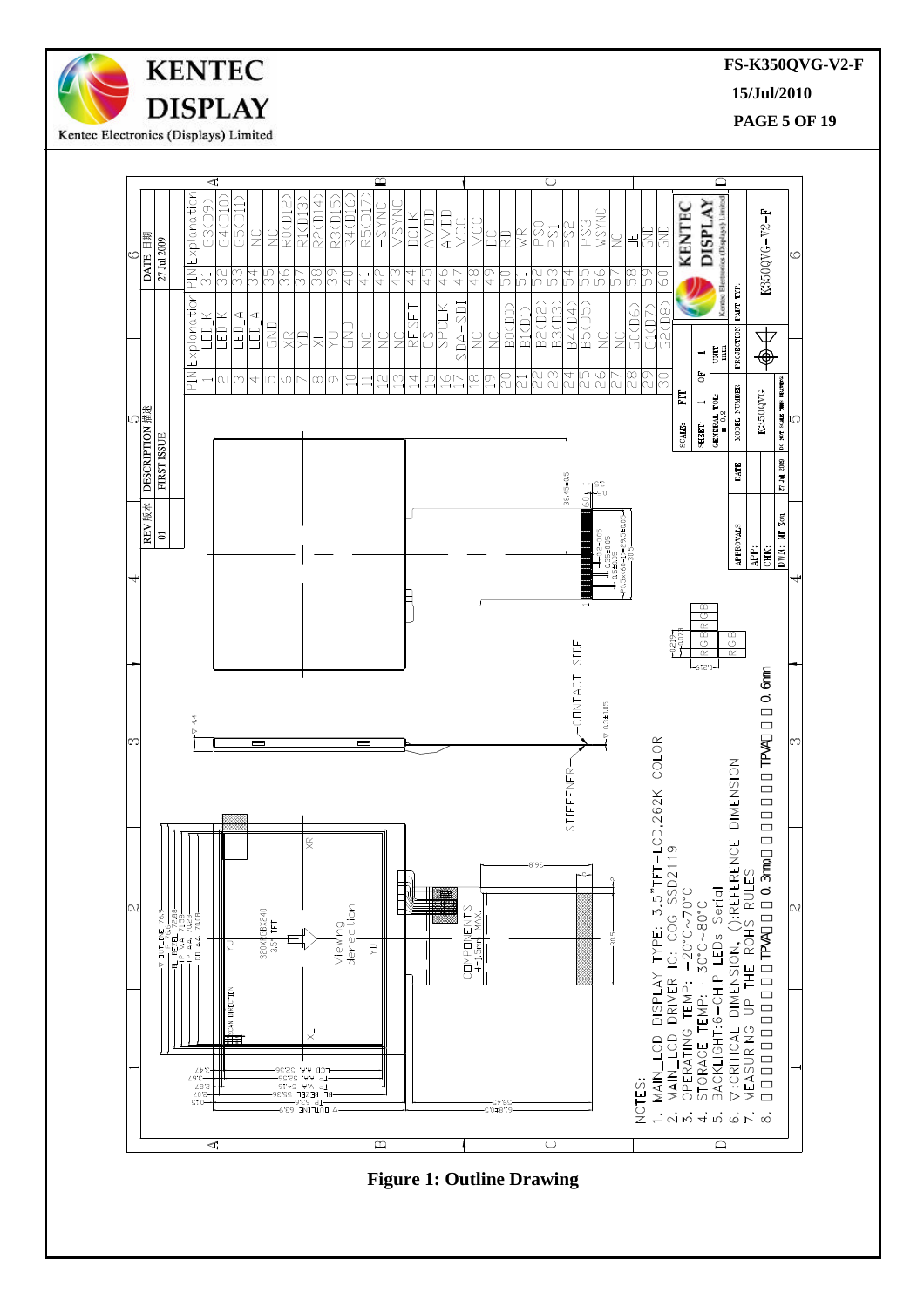| REV 版本 | DESCRIPTION 描述 | DATE 日期 |
| --- | --- | --- |
| 01 | FIRST ISSUE | 27 Jul 2009 |

| PIN | Explanation | PIN | Explanation |
| --- | --- | --- | --- |
| 1 | LED_K | 31 | G3(D9) |
| 2 | LED_K | 32 | G4(D10) |
| 3 | LED_A | 33 | G5(D11) |
| 4 | LED_A | 34 | NC |
| 5 | GND | 35 | NC |
| 6 | XR | 36 | R0(D12) |
| 7 | YD | 37 | R1(D13) |
| 8 | XL | 38 | R2(D14) |
| 9 | YU | 39 | R3(D15) |
| 10 | GND | 40 | R4(D16) |
| 11 | NC | 41 | R5(D17) |
| 12 | NC | 42 | HSYNC |
| 13 | NC | 43 | VSYNC |
| 14 | RESET | 44 | DCLK |
| 15 | CS | 45 | AVDD |
| 16 | SPCLK | 46 | AVDD |
| 17 | SDA-SDI | 47 | VCC |
| 18 | NC | 48 | VCC |
| 19 | NC | 49 | DC |
| 20 | B0(D0) | 50 | RD |
| 21 | B1(D1) | 51 | WR |
| 22 | B2(D2) | 52 | PS0 |
| 23 | B3(D3) | 53 | PS1 |
| 24 | B4(D4) | 54 | PS2 |
| 25 | B5(D5) | 55 | PS3 |
| 26 | NC | 56 | WSYNC |
| 27 | NC | 57 | NC |
| 28 | G0(D6) | 58 | OE |
| 29 | G1(D7) | 59 | GND |
| 30 | G2(D8) | 60 | GND |

NOTES:
1. MAIN_LCD DISPLAY TYPE: 3.5"TFT-LCD,262K COLOR
2. MAIN_LCD DRIVER IC: COG SSD2119
3. OPERATING TEMP: -20°C~70°C
4. STORAGE TEMP: -30°C~80°C
5. BACKLIGHT:6-CHIP LEDs Serial
6. ▽:CRITICAL DIMENSION, ():REFERENCE DIMENSION
7. MEASURING UP THE ROHS RULES
8. □□□□□□□□□ TPA□□□□ 0.3mm□□□□□□□□ TPA□□□□ 0.6mm

SCALE: FIT | SHEET: 1 OF 1 | UNIT: mm | GENERAL TOL: ± 0.2 | MODEL NUMBER: K350QVG | PART NO.: K350QVG-V2-F

APPROVALS: APP: / CHK: / DWN: MF Zou | DATE: 27 Jul 2009

Figure 1: Outline Drawing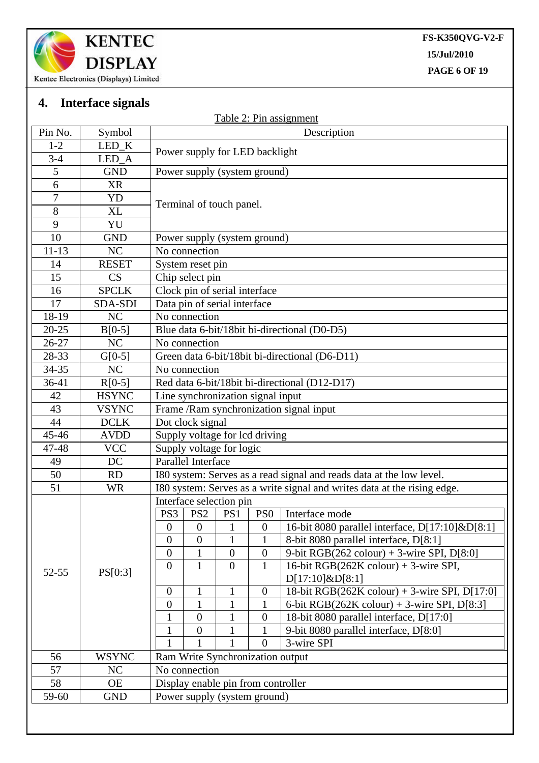## 4. Interface signals

Table 2: Pin assignment

| Pin No. | Symbol | Description |
|---|---|---|
| 1-2 | LED_K | Power supply for LED backlight |
| 3-4 | LED_A | |
| 5 | GND | Power supply (system ground) |
| 6 | XR | Terminal of touch panel. |
| 7 | YD | |
| 8 | XL | |
| 9 | YU | |
| 10 | GND | Power supply (system ground) |
| 11-13 | NC | No connection |
| 14 | RESET | System reset pin |
| 15 | CS | Chip select pin |
| 16 | SPCLK | Clock pin of serial interface |
| 17 | SDA-SDI | Data pin of serial interface |
| 18-19 | NC | No connection |
| 20-25 | B[0-5] | Blue data 6-bit/18bit bi-directional (D0-D5) |
| 26-27 | NC | No connection |
| 28-33 | G[0-5] | Green data 6-bit/18bit bi-directional (D6-D11) |
| 34-35 | NC | No connection |
| 36-41 | R[0-5] | Red data 6-bit/18bit bi-directional (D12-D17) |
| 42 | HSYNC | Line synchronization signal input |
| 43 | VSYNC | Frame /Ram synchronization signal input |
| 44 | DCLK | Dot clock signal |
| 45-46 | AVDD | Supply voltage for lcd driving |
| 47-48 | VCC | Supply voltage for logic |
| 49 | DC | Parallel Interface |
| 50 | RD | I80 system: Serves as a read signal and reads data at the low level. |
| 51 | WR | I80 system: Serves as a write signal and writes data at the rising edge. |
| 52-55 | PS[0:3] | Interface selection pin (see table below) |
| 56 | WSYNC | Ram Write Synchronization output |
| 57 | NC | No connection |
| 58 | OE | Display enable pin from controller |
| 59-60 | GND | Power supply (system ground) |

Interface selection pin (PS[0:3], pins 52-55):

| PS3 | PS2 | PS1 | PS0 | Interface mode |
|---|---|---|---|---|
| 0 | 0 | 1 | 0 | 16-bit 8080 parallel interface, D[17:10]&D[8:1] |
| 0 | 0 | 1 | 1 | 8-bit 8080 parallel interface, D[8:1] |
| 0 | 1 | 0 | 0 | 9-bit RGB(262 colour) + 3-wire SPI, D[8:0] |
| 0 | 1 | 0 | 1 | 16-bit RGB(262K colour) + 3-wire SPI, D[17:10]&D[8:1] |
| 0 | 1 | 1 | 0 | 18-bit RGB(262K colour) + 3-wire SPI, D[17:0] |
| 0 | 1 | 1 | 1 | 6-bit RGB(262K colour) + 3-wire SPI, D[8:3] |
| 1 | 0 | 1 | 0 | 18-bit 8080 parallel interface, D[17:0] |
| 1 | 0 | 1 | 1 | 9-bit 8080 parallel interface, D[8:0] |
| 1 | 1 | 1 | 0 | 3-wire SPI |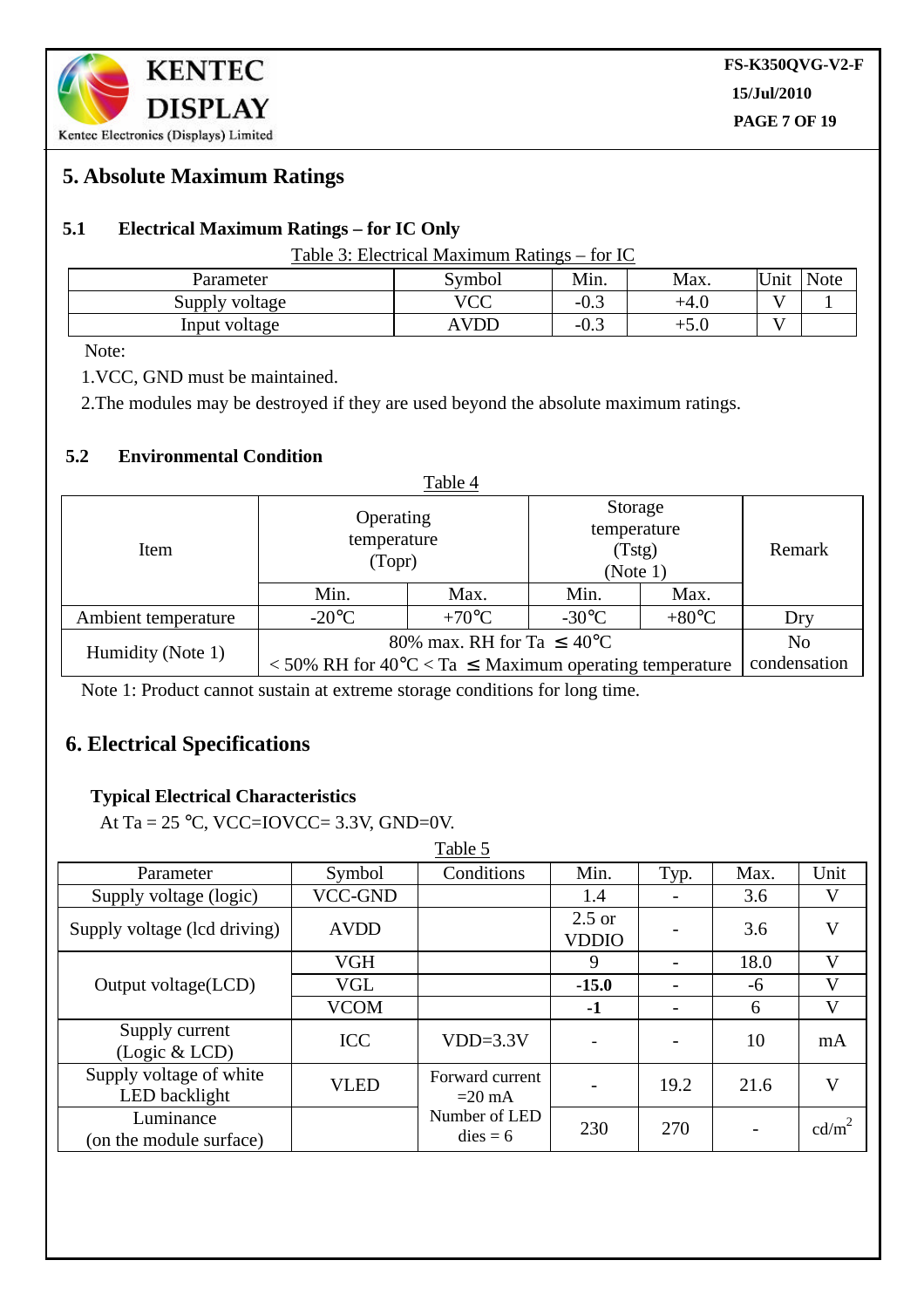## 5. Absolute Maximum Ratings

### 5.1 Electrical Maximum Ratings – for IC Only

Table 3: Electrical Maximum Ratings – for IC

| Parameter | Symbol | Min. | Max. | Unit | Note |
|---|---|---|---|---|---|
| Supply voltage | VCC | -0.3 | +4.0 | V | 1 |
| Input voltage | AVDD | -0.3 | +5.0 | V | |

Note:

1.VCC, GND must be maintained.

2.The modules may be destroyed if they are used beyond the absolute maximum ratings.

### 5.2 Environmental Condition

Table 4

| Item | Operating temperature (Topr) | | Storage temperature (Tstg) (Note 1) | | Remark |
|---|---|---|---|---|---|
| | Min. | Max. | Min. | Max. | |
| Ambient temperature | -20℃ | +70℃ | -30℃ | +80℃ | Dry |
| Humidity (Note 1) | 80% max. RH for Ta ≤ 40℃<br>< 50% RH for 40℃ < Ta ≤ Maximum operating temperature | | | | No condensation |

Note 1: Product cannot sustain at extreme storage conditions for long time.

## 6. Electrical Specifications

**Typical Electrical Characteristics**

At Ta = 25 ℃, VCC=IOVCC= 3.3V, GND=0V.

Table 5

| Parameter | Symbol | Conditions | Min. | Typ. | Max. | Unit |
|---|---|---|---|---|---|---|
| Supply voltage (logic) | VCC-GND | | 1.4 | - | 3.6 | V |
| Supply voltage (lcd driving) | AVDD | | 2.5 or VDDIO | - | 3.6 | V |
| Output voltage(LCD) | VGH | | 9 | - | 18.0 | V |
| | VGL | | **-15.0** | - | -6 | V |
| | VCOM | | **-1** | - | 6 | V |
| Supply current (Logic & LCD) | ICC | VDD=3.3V | - | - | 10 | mA |
| Supply voltage of white LED backlight | VLED | Forward current =20 mA<br>Number of LED dies = 6 | - | 19.2 | 21.6 | V |
| Luminance (on the module surface) | | | 230 | 270 | - | $cd/m^2$ |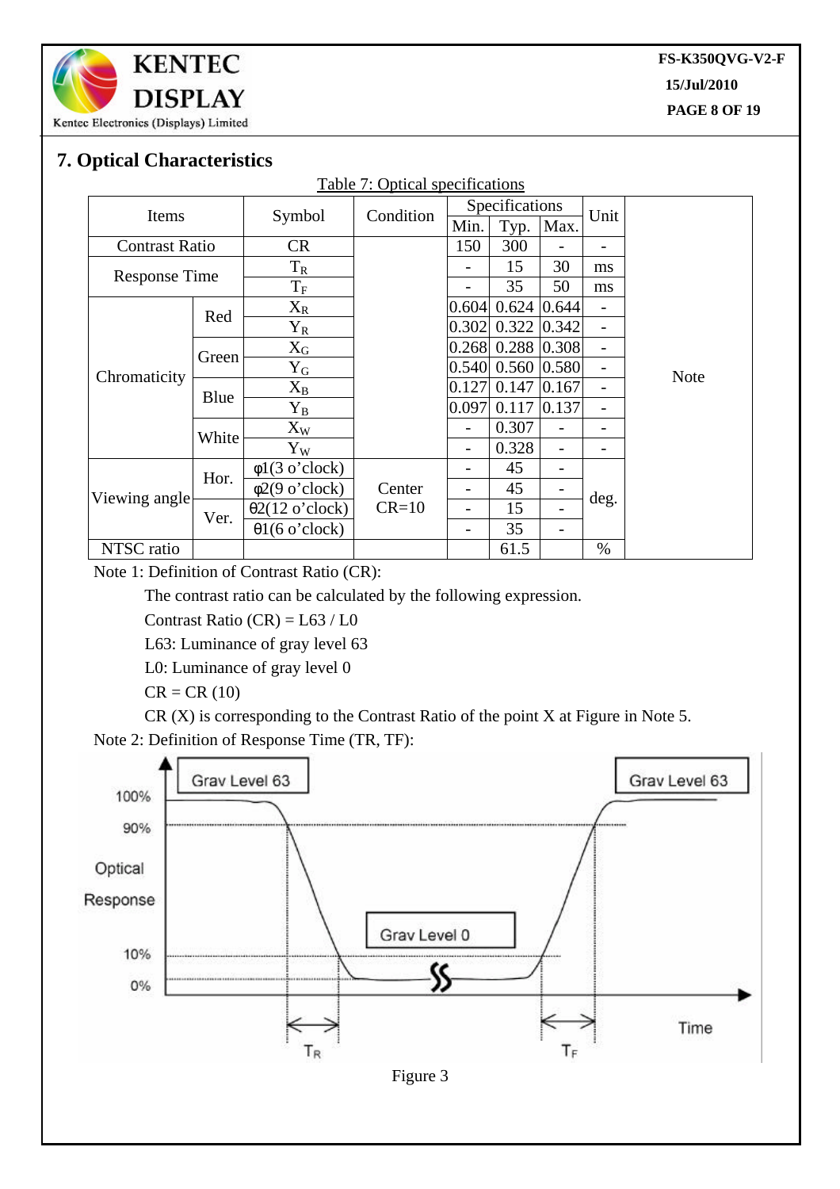## 7. Optical Characteristics

Table 7: Optical specifications

| Items | | Symbol | Condition | Specifications | | | Unit | Note |
|---|---|---|---|---|---|---|---|---|
| | | | | Min. | Typ. | Max. | | |
| Contrast Ratio | | CR | | 150 | 300 | - | - | Note |
| Response Time | | $T_R$ | | - | 15 | 30 | ms | |
| | | $T_F$ | | - | 35 | 50 | ms | |
| Chromaticity | Red | $X_R$ | | 0.604 | 0.624 | 0.644 | - | |
| | | $Y_R$ | | 0.302 | 0.322 | 0.342 | - | |
| | Green | $X_G$ | | 0.268 | 0.288 | 0.308 | - | |
| | | $Y_G$ | | 0.540 | 0.560 | 0.580 | - | |
| | Blue | $X_B$ | | 0.127 | 0.147 | 0.167 | - | |
| | | $Y_B$ | | 0.097 | 0.117 | 0.137 | - | |
| | White | $X_W$ | | - | 0.307 | - | - | |
| | | $Y_W$ | | - | 0.328 | - | - | |
| Viewing angle | Hor. | φ1(3 o'clock) | Center CR=10 | - | 45 | - | deg. | |
| | | φ2(9 o'clock) | | - | 45 | - | | |
| | Ver. | θ2(12 o'clock) | | - | 15 | - | | |
| | | θ1(6 o'clock) | | - | 35 | - | | |
| NTSC ratio | | | | | 61.5 | | % | |

Note 1: Definition of Contrast Ratio (CR):

The contrast ratio can be calculated by the following expression.

Contrast Ratio (CR) = L63 / L0

L63: Luminance of gray level 63

L0: Luminance of gray level 0

CR = CR (10)

CR (X) is corresponding to the Contrast Ratio of the point X at Figure in Note 5.

Note 2: Definition of Response Time (TR, TF):

Figure 3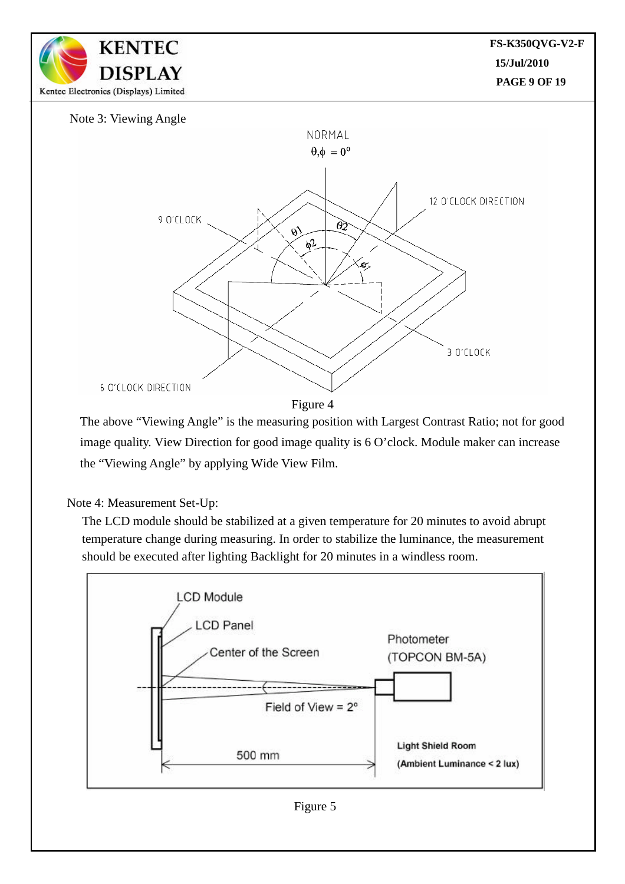Note 3: Viewing Angle

Figure 4

The above "Viewing Angle" is the measuring position with Largest Contrast Ratio; not for good image quality. View Direction for good image quality is 6 O'clock. Module maker can increase the "Viewing Angle" by applying Wide View Film.

Note 4: Measurement Set-Up:

The LCD module should be stabilized at a given temperature for 20 minutes to avoid abrupt temperature change during measuring. In order to stabilize the luminance, the measurement should be executed after lighting Backlight for 20 minutes in a windless room.

Figure 5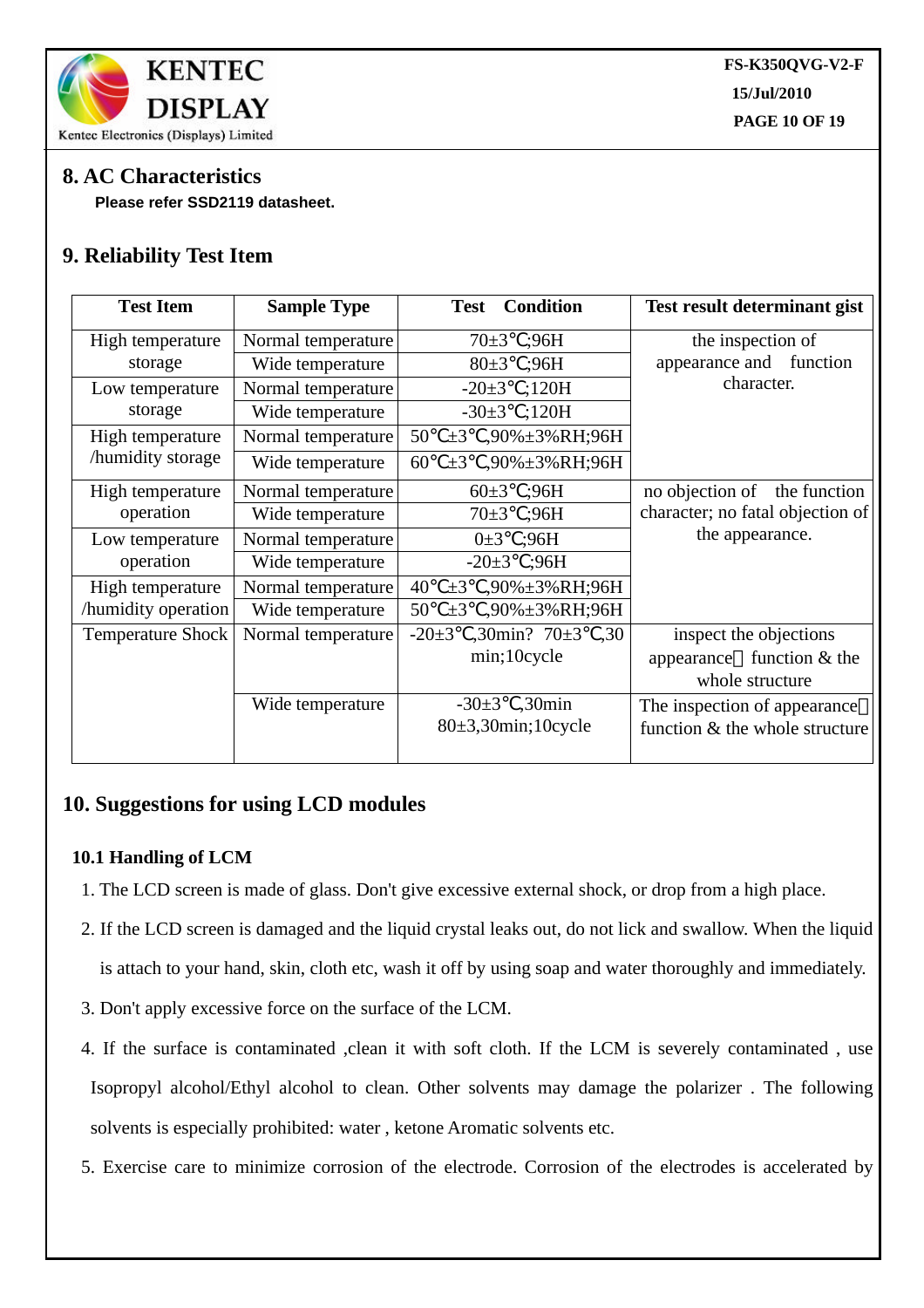## 8. AC Characteristics

**Please refer SSD2119 datasheet.**

## 9. Reliability Test Item

| Test Item | Sample Type | Test Condition | Test result determinant gist |
|---|---|---|---|
| High temperature storage | Normal temperature | 70±3℃;96H | the inspection of appearance and function character. |
| | Wide temperature | 80±3℃;96H | |
| Low temperature storage | Normal temperature | -20±3℃;120H | |
| | Wide temperature | -30±3℃;120H | |
| High temperature /humidity storage | Normal temperature | 50℃±3℃,90%±3%RH;96H | |
| | Wide temperature | 60℃±3℃,90%±3%RH;96H | |
| High temperature operation | Normal temperature | 60±3℃;96H | no objection of the function character; no fatal objection of the appearance. |
| | Wide temperature | 70±3℃;96H | |
| Low temperature operation | Normal temperature | 0±3℃;96H | |
| | Wide temperature | -20±3℃;96H | |
| High temperature /humidity operation | Normal temperature | 40℃±3℃,90%±3%RH;96H | |
| | Wide temperature | 50℃±3℃,90%±3%RH;96H | |
| Temperature Shock | Normal temperature | -20±3℃,30min? 70±3℃,30 min;10cycle | inspect the objections appearance、function & the whole structure |
| | Wide temperature | -30±3℃,30min 80±3,30min;10cycle | The inspection of appearance、function & the whole structure |

## 10. Suggestions for using LCD modules

### 10.1 Handling of LCM

1. The LCD screen is made of glass. Don't give excessive external shock, or drop from a high place.
2. If the LCD screen is damaged and the liquid crystal leaks out, do not lick and swallow. When the liquid is attach to your hand, skin, cloth etc, wash it off by using soap and water thoroughly and immediately.
3. Don't apply excessive force on the surface of the LCM.
4. If the surface is contaminated ,clean it with soft cloth. If the LCM is severely contaminated , use Isopropyl alcohol/Ethyl alcohol to clean. Other solvents may damage the polarizer . The following solvents is especially prohibited: water , ketone Aromatic solvents etc.
5. Exercise care to minimize corrosion of the electrode. Corrosion of the electrodes is accelerated by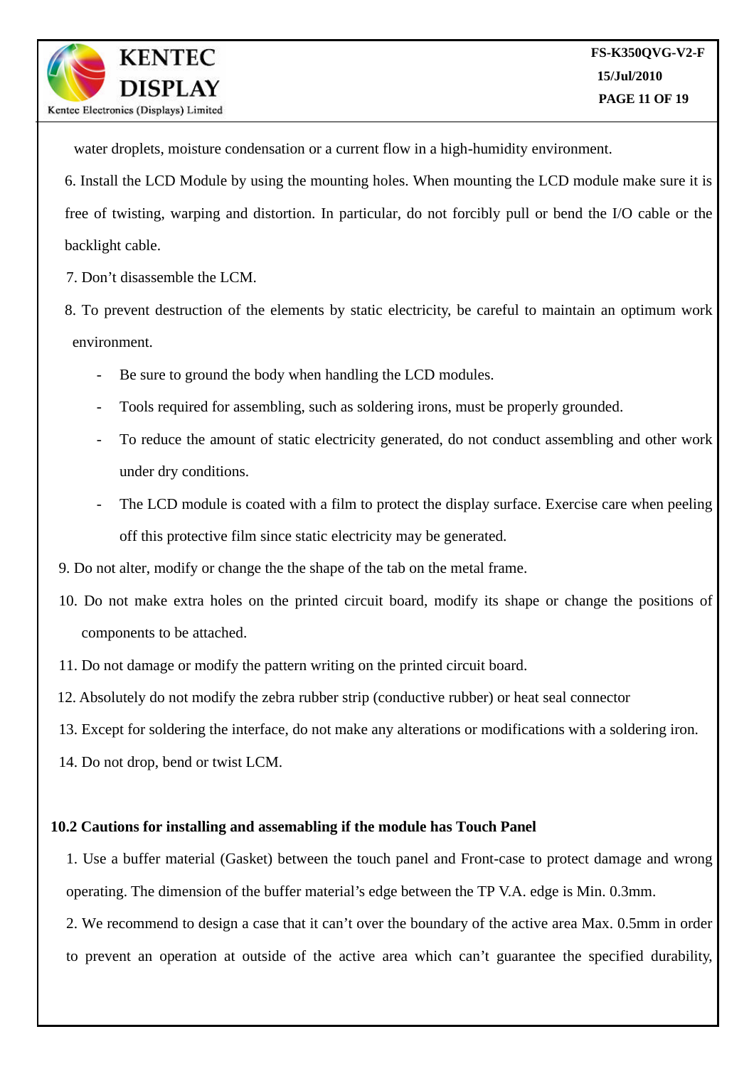water droplets, moisture condensation or a current flow in a high-humidity environment.

6. Install the LCD Module by using the mounting holes. When mounting the LCD module make sure it is free of twisting, warping and distortion. In particular, do not forcibly pull or bend the I/O cable or the backlight cable.

7. Don't disassemble the LCM.

8. To prevent destruction of the elements by static electricity, be careful to maintain an optimum work environment.

   - Be sure to ground the body when handling the LCD modules.
   - Tools required for assembling, such as soldering irons, must be properly grounded.
   - To reduce the amount of static electricity generated, do not conduct assembling and other work under dry conditions.
   - The LCD module is coated with a film to protect the display surface. Exercise care when peeling off this protective film since static electricity may be generated.

9. Do not alter, modify or change the the shape of the tab on the metal frame.

10. Do not make extra holes on the printed circuit board, modify its shape or change the positions of components to be attached.

11. Do not damage or modify the pattern writing on the printed circuit board.

12. Absolutely do not modify the zebra rubber strip (conductive rubber) or heat seal connector

13. Except for soldering the interface, do not make any alterations or modifications with a soldering iron.

14. Do not drop, bend or twist LCM.

**10.2 Cautions for installing and assemabling if the module has Touch Panel**

1. Use a buffer material (Gasket) between the touch panel and Front-case to protect damage and wrong operating. The dimension of the buffer material's edge between the TP V.A. edge is Min. 0.3mm.

2. We recommend to design a case that it can't over the boundary of the active area Max. 0.5mm in order to prevent an operation at outside of the active area which can't guarantee the specified durability,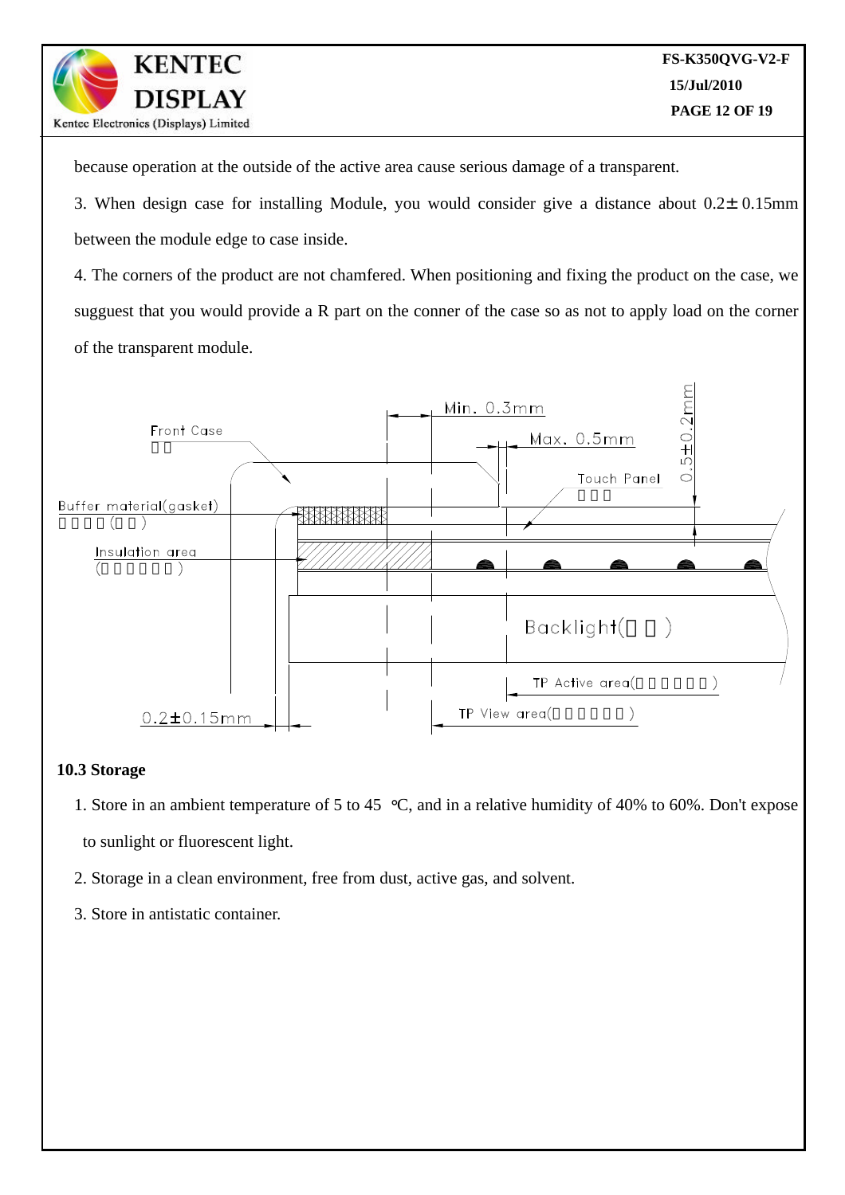because operation at the outside of the active area cause serious damage of a transparent.

3. When design case for installing Module, you would consider give a distance about 0.2± 0.15mm between the module edge to case inside.

4. The corners of the product are not chamfered. When positioning and fixing the product on the case, we sugguest that you would provide a R part on the conner of the case so as not to apply load on the corner of the transparent module.

### 10.3 Storage

1. Store in an ambient temperature of 5 to 45 °C, and in a relative humidity of 40% to 60%. Don't expose to sunlight or fluorescent light.
2. Storage in a clean environment, free from dust, active gas, and solvent.
3. Store in antistatic container.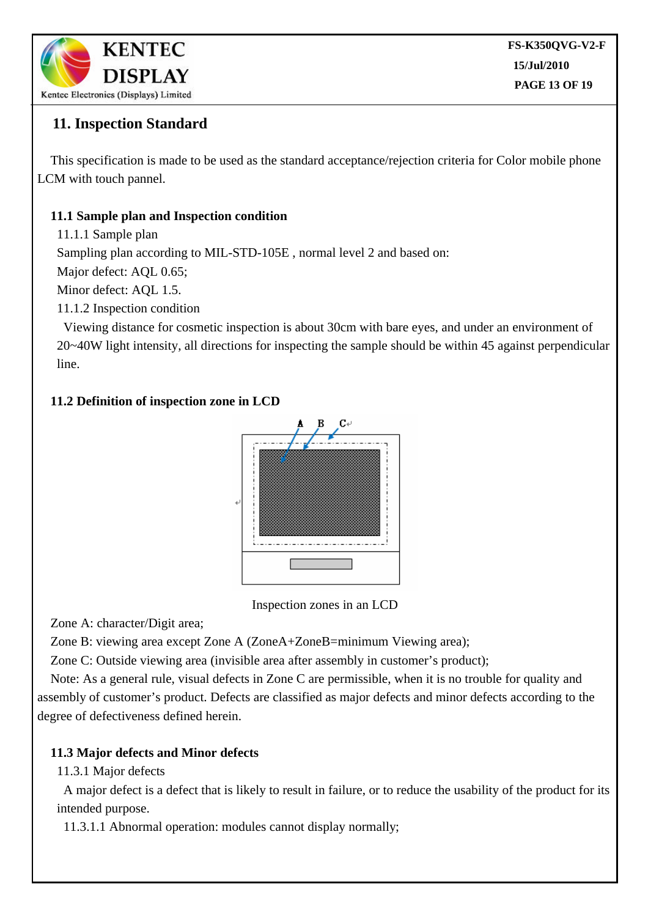## 11. Inspection Standard

This specification is made to be used as the standard acceptance/rejection criteria for Color mobile phone LCM with touch pannel.

### 11.1 Sample plan and Inspection condition

11.1.1 Sample plan

Sampling plan according to MIL-STD-105E , normal level 2 and based on:

Major defect: AQL 0.65;

Minor defect: AQL 1.5.

11.1.2 Inspection condition

Viewing distance for cosmetic inspection is about 30cm with bare eyes, and under an environment of 20~40W light intensity, all directions for inspecting the sample should be within 45 against perpendicular line.

### 11.2 Definition of inspection zone in LCD

Inspection zones in an LCD

Zone A: character/Digit area;

Zone B: viewing area except Zone A (ZoneA+ZoneB=minimum Viewing area);

Zone C: Outside viewing area (invisible area after assembly in customer's product);

Note: As a general rule, visual defects in Zone C are permissible, when it is no trouble for quality and assembly of customer's product. Defects are classified as major defects and minor defects according to the degree of defectiveness defined herein.

### 11.3 Major defects and Minor defects

11.3.1 Major defects

A major defect is a defect that is likely to result in failure, or to reduce the usability of the product for its intended purpose.

11.3.1.1 Abnormal operation: modules cannot display normally;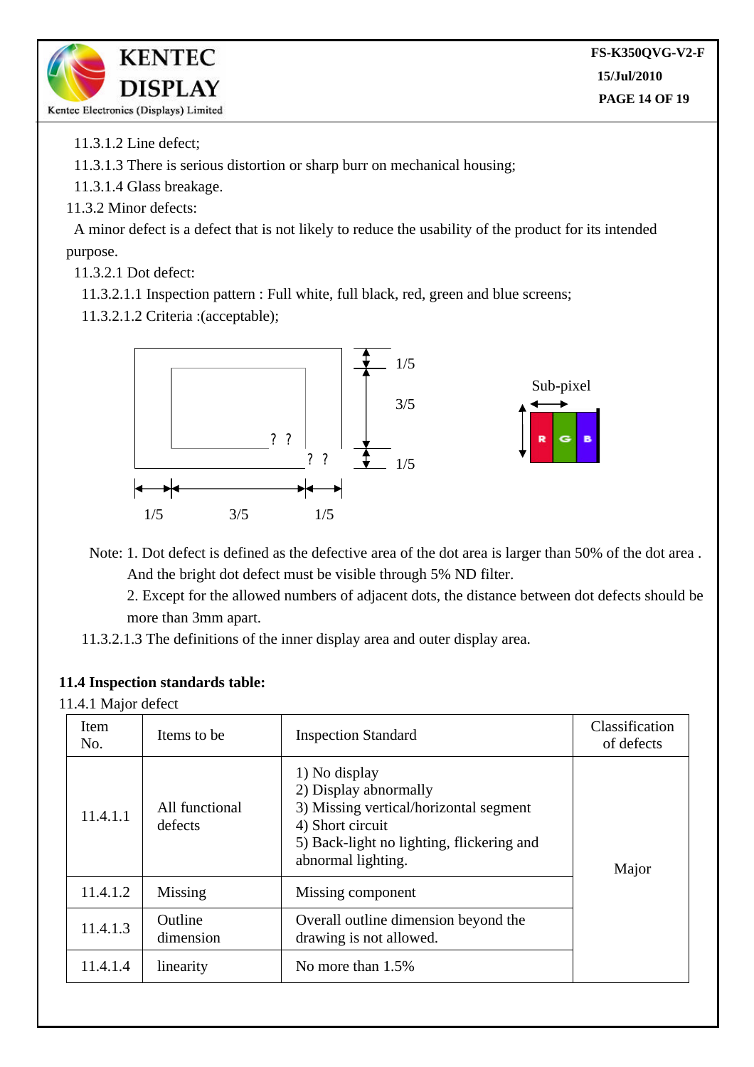11.3.1.2 Line defect;

11.3.1.3 There is serious distortion or sharp burr on mechanical housing;

11.3.1.4 Glass breakage.

11.3.2 Minor defects:

A minor defect is a defect that is not likely to reduce the usability of the product for its intended purpose.

11.3.2.1 Dot defect:

11.3.2.1.1 Inspection pattern : Full white, full black, red, green and blue screens;

11.3.2.1.2 Criteria :(acceptable);

? ?

? ?

1/5 3/5 1/5

1/5 3/5 1/5

Sub-pixel

R G B

Note: 1. Dot defect is defined as the defective area of the dot area is larger than 50% of the dot area . And the bright dot defect must be visible through 5% ND filter.

2. Except for the allowed numbers of adjacent dots, the distance between dot defects should be more than 3mm apart.

11.3.2.1.3 The definitions of the inner display area and outer display area.

**11.4 Inspection standards table:**

11.4.1 Major defect

| Item No. | Items to be | Inspection Standard | Classification of defects |
|---|---|---|---|
| 11.4.1.1 | All functional defects | 1) No display<br>2) Display abnormally<br>3) Missing vertical/horizontal segment<br>4) Short circuit<br>5) Back-light no lighting, flickering and abnormal lighting. | Major |
| 11.4.1.2 | Missing | Missing component | |
| 11.4.1.3 | Outline dimension | Overall outline dimension beyond the drawing is not allowed. | |
| 11.4.1.4 | linearity | No more than 1.5% | |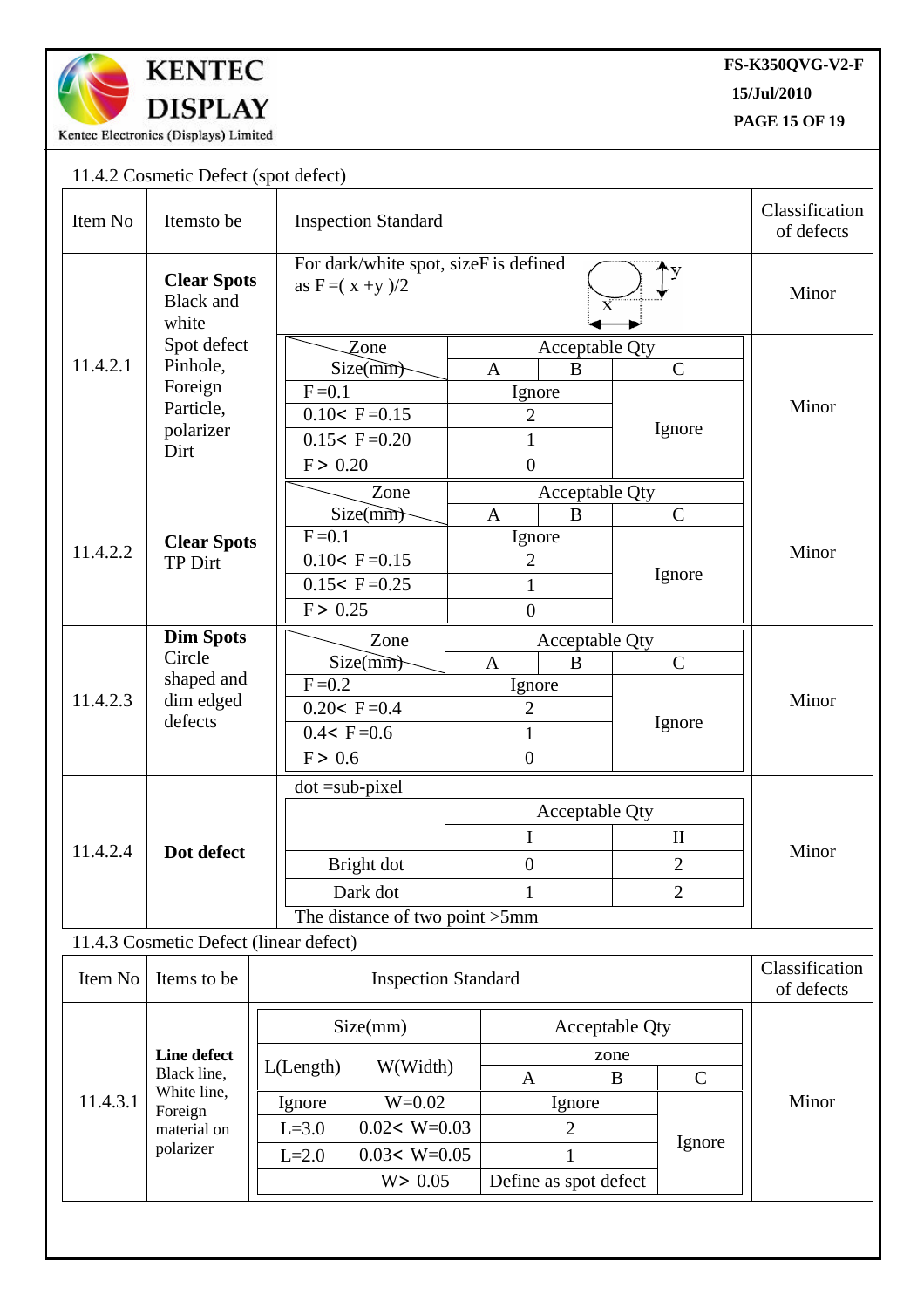11.4.2 Cosmetic Defect (spot defect)

| Item No | Itemsto be | Inspection Standard | | | | Classification of defects |
|---|---|---|---|---|---|---|
| 11.4.2.1 | **Clear Spots** Black and white Spot defect Pinhole, Foreign Particle, polarizer Dirt | For dark/white spot, sizeF is defined as F =( x +y )/2 | | | | Minor |
| | | Zone / Size(mm) | Acceptable Qty | | | Minor |
| | | | A | B | C | |
| | | F =0.1 | Ignore | | Ignore | |
| | | 0.10< F =0.15 | 2 | | | |
| | | 0.15< F =0.20 | 1 | | | |
| | | F > 0.20 | 0 | | | |
| 11.4.2.2 | **Clear Spots** TP Dirt | Zone / Size(mm) | Acceptable Qty | | | Minor |
| | | | A | B | C | |
| | | F =0.1 | Ignore | | Ignore | |
| | | 0.10< F =0.15 | 2 | | | |
| | | 0.15< F =0.25 | 1 | | | |
| | | F > 0.25 | 0 | | | |
| 11.4.2.3 | **Dim Spots** Circle shaped and dim edged defects | Zone / Size(mm) | Acceptable Qty | | | Minor |
| | | | A | B | C | |
| | | F =0.2 | Ignore | | Ignore | |
| | | 0.20< F =0.4 | 2 | | | |
| | | 0.4< F =0.6 | 1 | | | |
| | | F > 0.6 | 0 | | | |
| 11.4.2.4 | **Dot defect** | dot =sub-pixel | | | | Minor |
| | | | Acceptable Qty | | | |
| | | | I | | II | |
| | | Bright dot | 0 | | 2 | |
| | | Dark dot | 1 | | 2 | |
| | | The distance of two point >5mm | | | | |

11.4.3 Cosmetic Defect (linear defect)

| Item No | Items to be | Inspection Standard | | | | | Classification of defects |
|---|---|---|---|---|---|---|---|
| 11.4.3.1 | **Line defect** Black line, White line, Foreign material on polarizer | Size(mm) | | Acceptable Qty | | | Minor |
| | | L(Length) | W(Width) | zone | | | |
| | | | | A | B | C | |
| | | Ignore | W=0.02 | Ignore | | Ignore | |
| | | L=3.0 | 0.02< W=0.03 | 2 | | | |
| | | L=2.0 | 0.03< W=0.05 | 1 | | | |
| | | | W> 0.05 | Define as spot defect | | | |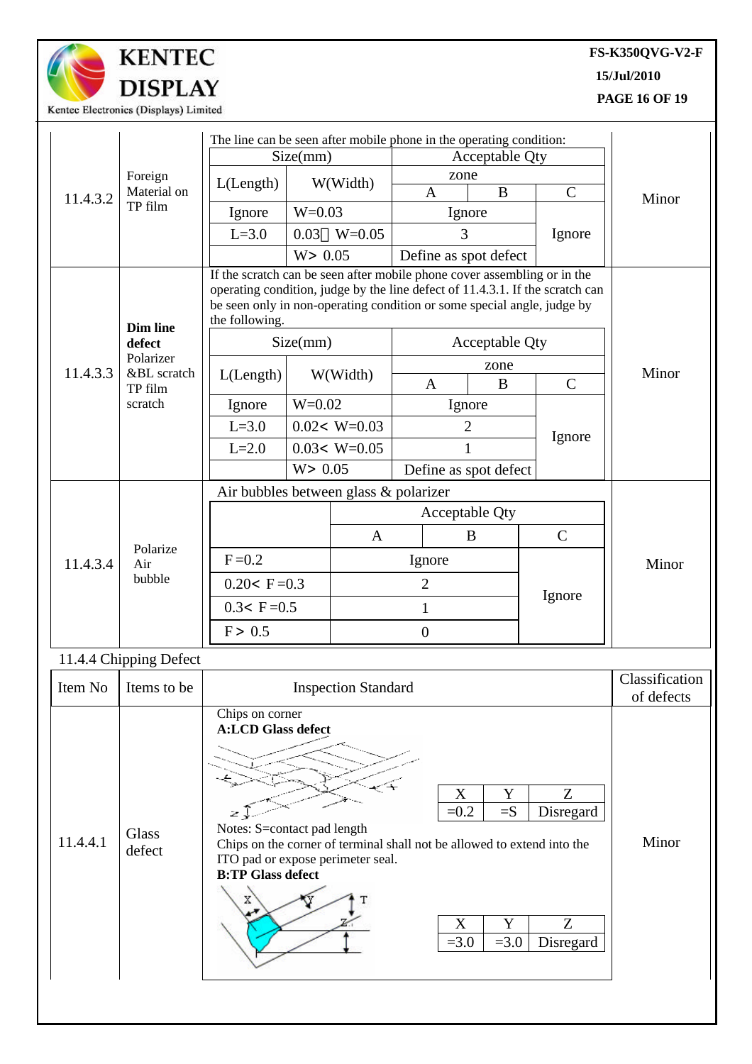| | | | | | | | | |
|---|---|---|---|---|---|---|---|---|
| 11.4.3.2 | Foreign Material on TP film | The line can be seen after mobile phone in the operating condition: | | | | | | Minor |
| | | Size(mm) | | Acceptable Qty | | | | |
| | | L(Length) | W(Width) | zone | | | | |
| | | | | A | B | C | | |
| | | Ignore | W=0.03 | Ignore | | Ignore | | |
| | | L=3.0 | 0.03 W=0.05 | 3 | | | | |
| | | | W> 0.05 | Define as spot defect | | | | |
| 11.4.3.3 | **Dim line defect** Polarizer &BL scratch TP film scratch | If the scratch can be seen after mobile phone cover assembling or in the operating condition, judge by the line defect of 11.4.3.1. If the scratch can be seen only in non-operating condition or some special angle, judge by the following. | | | | | | Minor |
| | | Size(mm) | | Acceptable Qty | | | | |
| | | L(Length) | W(Width) | zone | | | | |
| | | | | A | B | C | | |
| | | Ignore | W=0.02 | Ignore | | Ignore | | |
| | | L=3.0 | 0.02< W=0.03 | 2 | | | | |
| | | L=2.0 | 0.03< W=0.05 | 1 | | | | |
| | | | W> 0.05 | Define as spot defect | | | | |
| 11.4.3.4 | Polarize Air bubble | Air bubbles between glass & polarizer | | | | | | Minor |
| | | | Acceptable Qty | | | | | |
| | | | A | B | C | | | |
| | | F =0.2 | Ignore | | Ignore | | | |
| | | 0.20< F =0.3 | 2 | | | | | |
| | | 0.3< F =0.5 | 1 | | | | | |
| | | F > 0.5 | 0 | | | | | |

11.4.4 Chipping Defect

| Item No | Items to be | Inspection Standard | Classification of defects |
|---|---|---|---|
| 11.4.4.1 | Glass defect | Chips on corner<br>**A:LCD Glass defect**<br>X: =0.2, Y: =S, Z: Disregard<br>Notes: S=contact pad length<br>Chips on the corner of terminal shall not be allowed to extend into the ITO pad or expose perimeter seal.<br>**B:TP Glass defect**<br>X: =3.0, Y: =3.0, Z: Disregard | Minor |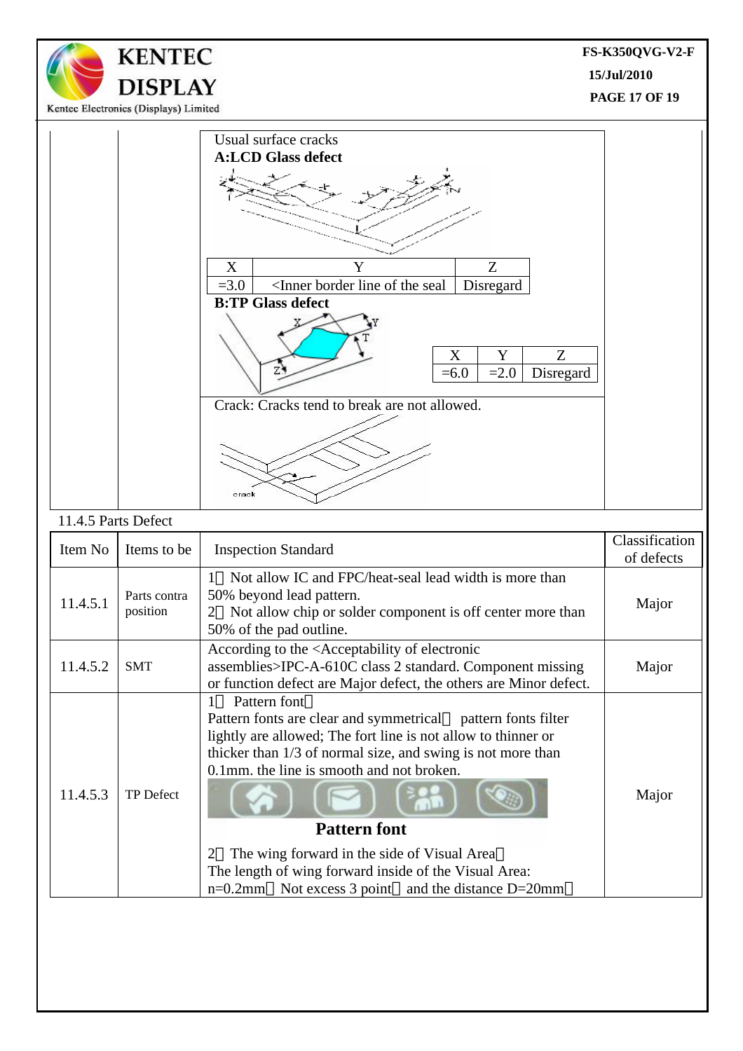| | | Usual surface cracks<br>**A:LCD Glass defect**<br><br>\| X \| Y \| Z \|<br>\| =3.0 \| <Inner border line of the seal \| Disregard \|<br><br>**B:TP Glass defect**<br><br>\| X \| Y \| Z \|<br>\| =6.0 \| =2.0 \| Disregard \|<br><br>Crack: Cracks tend to break are not allowed. | |
|---|---|---|---|

11.4.5 Parts Defect

| Item No | Items to be | Inspection Standard | Classification of defects |
|---|---|---|---|
| 11.4.5.1 | Parts contra position | 1、Not allow IC and FPC/heat-seal lead width is more than 50% beyond lead pattern.<br>2、Not allow chip or solder component is off center more than 50% of the pad outline. | Major |
| 11.4.5.2 | SMT | According to the <Acceptability of electronic assemblies>IPC-A-610C class 2 standard. Component missing or function defect are Major defect, the others are Minor defect. | Major |
| 11.4.5.3 | TP Defect | 1、Pattern font：<br>Pattern fonts are clear and symmetrical，pattern fonts filter lightly are allowed; The fort line is not allow to thinner or thicker than 1/3 of normal size, and swing is not more than 0.1mm. the line is smooth and not broken.<br>**Pattern font**<br>2、The wing forward in the side of Visual Area：<br>The length of wing forward inside of the Visual Area:<br>n=0.2mm，Not excess 3 point，and the distance D=20mm。 | Major |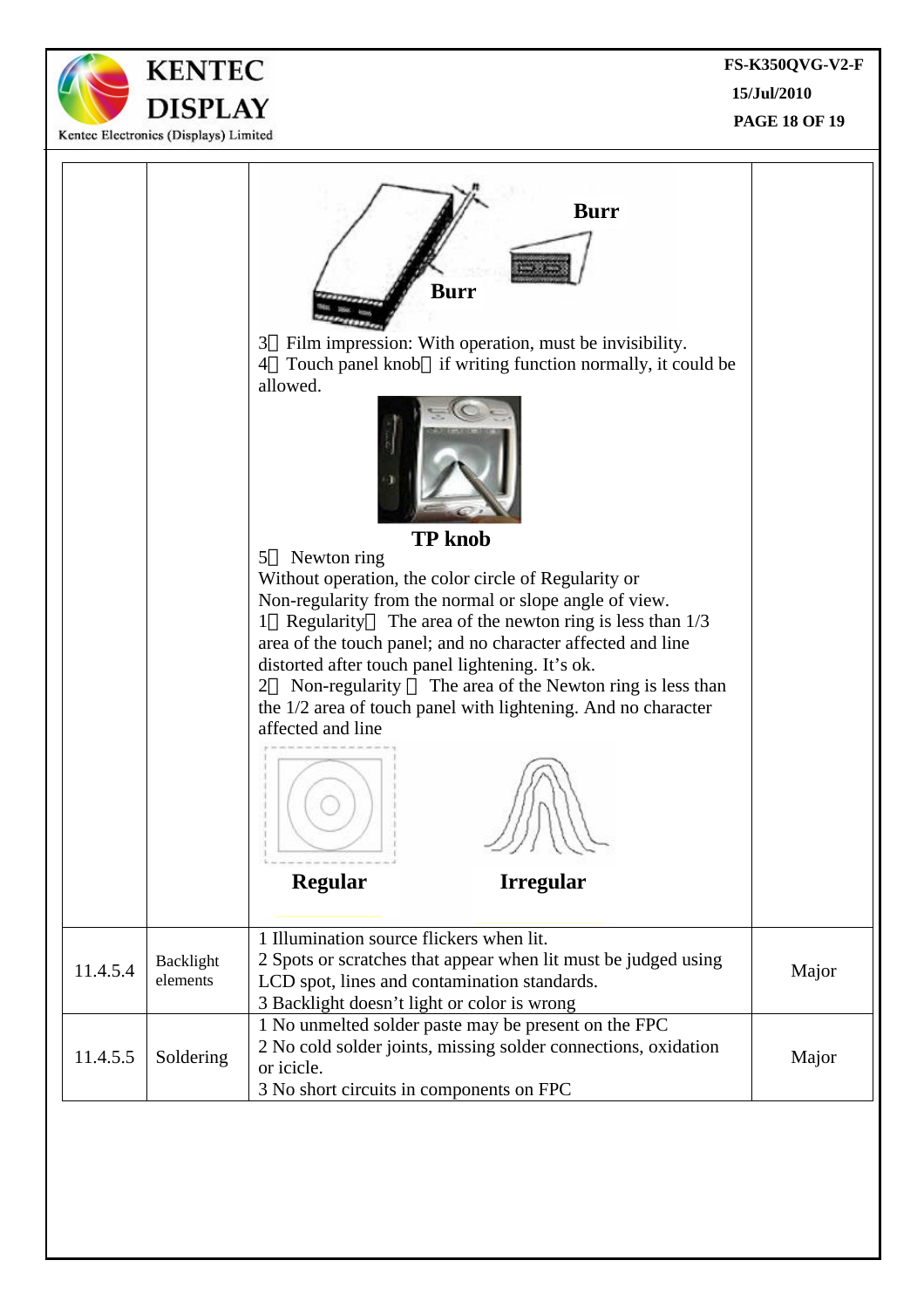| | | Burr<br><br>Burr<br><br>3、Film impression: With operation, must be invisibility.<br>4、Touch panel knob：if writing function normally, it could be allowed.<br><br>TP knob<br><br>5、 Newton ring<br>Without operation, the color circle of Regularity or Non-regularity from the normal or slope angle of view.<br>1、Regularity： The area of the newton ring is less than 1/3 area of the touch panel; and no character affected and line distorted after touch panel lightening. It's ok.<br>2、 Non-regularity ： The area of the Newton ring is less than the 1/2 area of touch panel with lightening. And no character affected and line<br><br>Regular Irregular | |
|---|---|---|---|
| 11.4.5.4 | Backlight elements | 1 Illumination source flickers when lit.<br>2 Spots or scratches that appear when lit must be judged using LCD spot, lines and contamination standards.<br>3 Backlight doesn't light or color is wrong | Major |
| 11.4.5.5 | Soldering | 1 No unmelted solder paste may be present on the FPC<br>2 No cold solder joints, missing solder connections, oxidation or icicle.<br>3 No short circuits in components on FPC | Major |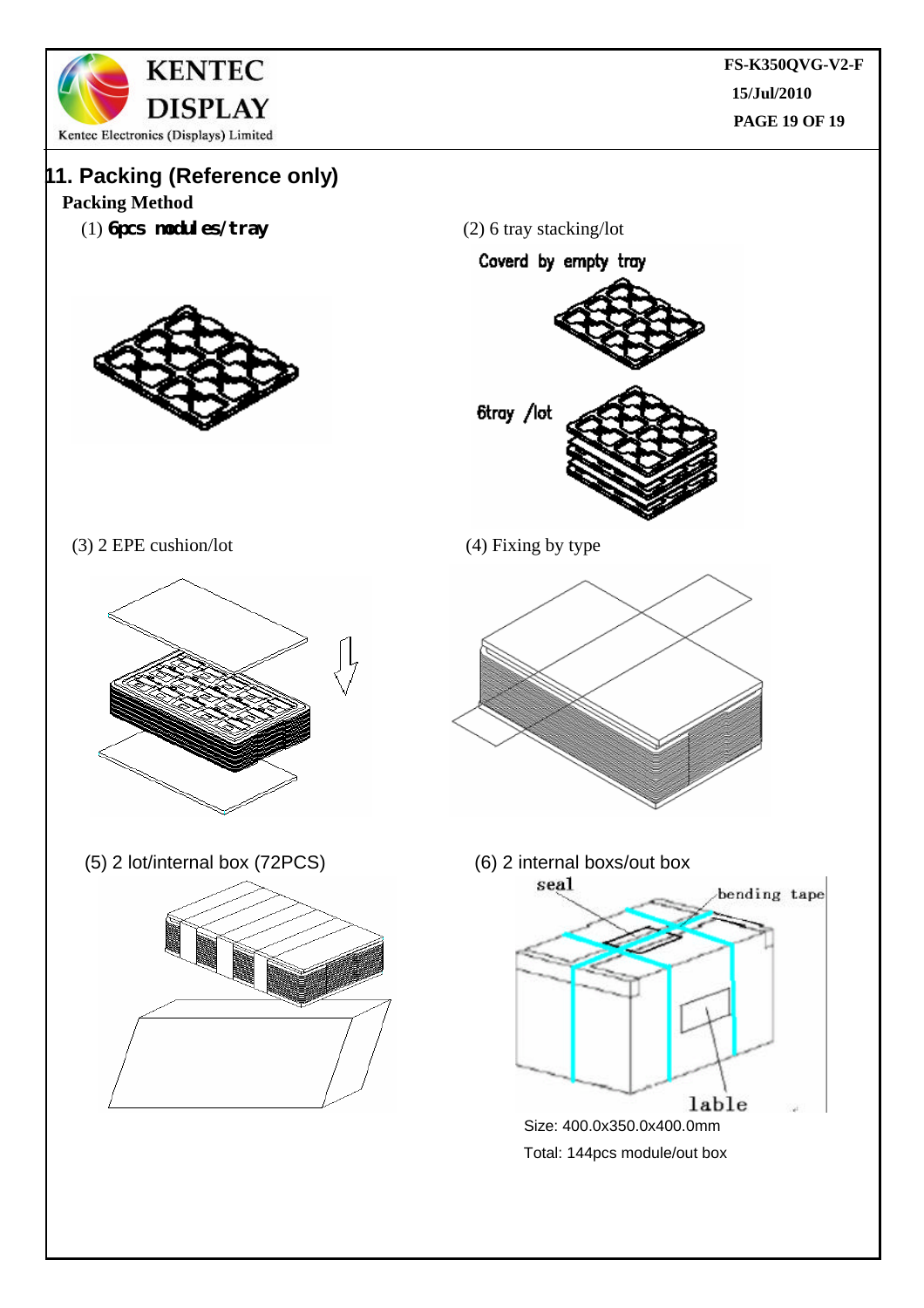## 11. Packing (Reference only)

**Packing Method**

(1) **6pcs modules/tray**

(2) 6 tray stacking/lot

Coverd by empty tray

6tray /lot

(3) 2 EPE cushion/lot

(4) Fixing by type

(5) 2 lot/internal box (72PCS)

(6) 2 internal boxs/out box

seal

bending tape

lable

Size: 400.0x350.0x400.0mm

Total: 144pcs module/out box